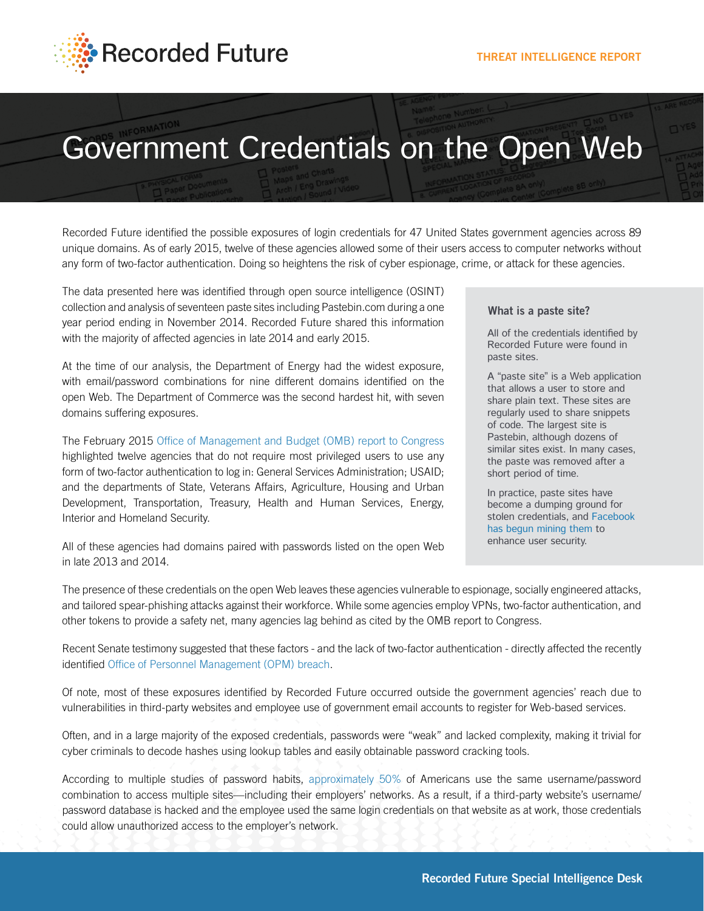Recorded Future

THREAT INTELLIGENCE REPORT

# Government Credentials on the Open Web

Recorded Future identified the possible exposures of login credentials for 47 United States government agencies across 89 unique domains. As of early 2015, twelve of these agencies allowed some of their users access to computer networks without any form of two-factor authentication. Doing so heightens the risk of cyber espionage, crime, or attack for these agencies.

The data presented here was identified through open source intelligence (OSINT) collection and analysis of seventeen paste sites including Pastebin.com during a one year period ending in November 2014. Recorded Future shared this information with the majority of affected agencies in late 2014 and early 2015.

At the time of our analysis, the Department of Energy had the widest exposure, with email/password combinations for nine different domains identified on the open Web. The Department of Commerce was the second hardest hit, with seven domains suffering exposures.

The February 2015 Office of Management and Budget (OMB) report to Congress highlighted twelve agencies that do not require most privileged users to use any form of two-factor authentication to log in: General Services Administration; USAID; and the departments of State, Veterans Affairs, Agriculture, Housing and Urban Development, Transportation, Treasury, Health and Human Services, Energy, Interior and Homeland Security.

All of these agencies had domains paired with passwords listed on the open Web in late 2013 and 2014.

### What is a paste site?

All of the credentials identified by Recorded Future were found in paste sites.

A "paste site" is a Web application that allows a user to store and share plain text. These sites are regularly used to share snippets of code. The largest site is Pastebin, although dozens of similar sites exist. In many cases, the paste was removed after a short period of time.

In practice, paste sites have become a dumping ground for stolen credentials, and Facebook has begun mining them to enhance user security.

The presence of these credentials on the open Web leaves these agencies vulnerable to espionage, socially engineered attacks, and tailored spear-phishing attacks against their workforce. While some agencies employ VPNs, two-factor authentication, and other tokens to provide a safety net, many agencies lag behind as cited by the OMB report to Congress.

Recent Senate testimony suggested that these factors - and the lack of two-factor authentication - directly affected the recently identified Office of Personnel Management (OPM) breach.

Of note, most of these exposures identified by Recorded Future occurred outside the government agencies' reach due to vulnerabilities in third-party websites and employee use of government email accounts to register for Web-based services.

Often, and in a large majority of the exposed credentials, passwords were "weak" and lacked complexity, making it trivial for cyber criminals to decode hashes using lookup tables and easily obtainable password cracking tools.

According to multiple studies of password habits, approximately 50% of Americans use the same username/password combination to access multiple sites—including their employers' networks. As a result, if a third-party website's username/password database is hacked and the employee used the same login credentials on that website as at work, those credentials could allow unauthorized access to the employer's network.

Recorded Future Special Intelligence Desk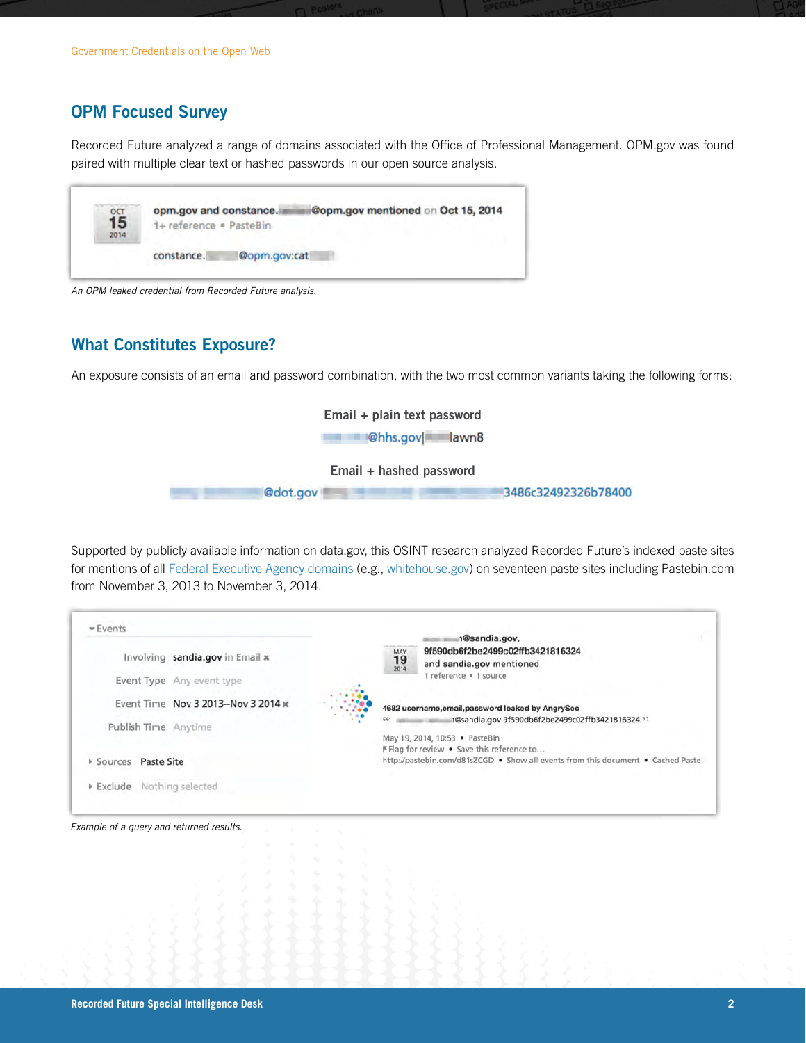## OPM Focused Survey

Recorded Future analyzed a range of domains associated with the Office of Professional Management. OPM.gov was found paired with multiple clear text or hashed passwords in our open source analysis.

OCT 15 2014 — **opm.gov and constance.█████@opm.gov mentioned** on **Oct 15, 2014**
1+ reference • PasteBin

constance.█████@opm.gov:cat███

*An OPM leaked credential from Recorded Future analysis.*

## What Constitutes Exposure?

An exposure consists of an email and password combination, with the two most common variants taking the following forms:

**Email + plain text password**

█████@hhs.gov|████lawn8

**Email + hashed password**

█████@dot.gov █████3486c32492326b78400

Supported by publicly available information on data.gov, this OSINT research analyzed Recorded Future's indexed paste sites for mentions of all Federal Executive Agency domains (e.g., whitehouse.gov) on seventeen paste sites including Pastebin.com from November 3, 2013 to November 3, 2014.

Events

| | |
|---|---|
| Involving | sandia.gov in Email |
| Event Type | Any event type |
| Event Time | Nov 3 2013--Nov 3 2014 |
| Publish Time | Anytime |
| Sources | Paste Site |
| Exclude | Nothing selected |

MAY 19 2014 — █████1@sandia.gov, 9f590db6f2be2499c02ffb3421816324 and **sandia.gov** mentioned
1 reference • 1 source

**4682 username,email,password leaked by AngrySec**
" █████1@sandia.gov 9f590db6f2be2499c02ffb3421816324."

May 19, 2014, 10:53 • PasteBin
Flag for review • Save this reference to...
http://pastebin.com/d81sZCGD • Show all events from this document • Cached Paste

*Example of a query and returned results.*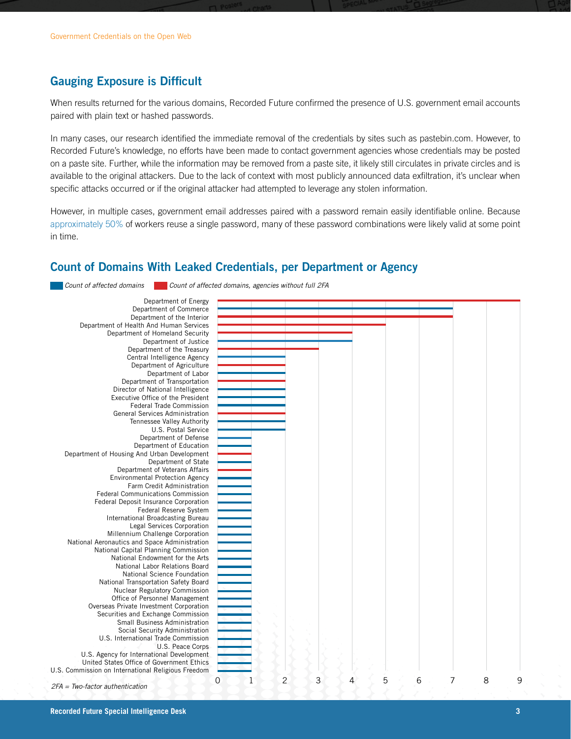## Gauging Exposure is Difficult

When results returned for the various domains, Recorded Future confirmed the presence of U.S. government email accounts paired with plain text or hashed passwords.

In many cases, our research identified the immediate removal of the credentials by sites such as pastebin.com. However, to Recorded Future's knowledge, no efforts have been made to contact government agencies whose credentials may be posted on a paste site. Further, while the information may be removed from a paste site, it likely still circulates in private circles and is available to the original attackers. Due to the lack of context with most publicly announced data exfiltration, it's unclear when specific attacks occurred or if the original attacker had attempted to leverage any stolen information.

However, in multiple cases, government email addresses paired with a password remain easily identifiable online. Because approximately 50% of workers reuse a single password, many of these password combinations were likely valid at some point in time.

## Count of Domains With Leaked Credentials, per Department or Agency

*Count of affected domains* | *Count of affected domains, agencies without full 2FA*

| Department or Agency | Count of affected domains | Agency without full 2FA |
|---|---|---|
| Department of Energy | 9 | Yes |
| Department of Commerce | 7 | |
| Department of the Interior | 7 | Yes |
| Department of Health And Human Services | 5 | Yes |
| Department of Homeland Security | 4 | Yes |
| Department of Justice | 4 | |
| Department of the Treasury | 3 | Yes |
| Central Intelligence Agency | 2 | |
| Department of Agriculture | 2 | Yes |
| Department of Labor | 2 | |
| Department of Transportation | 2 | Yes |
| Director of National Intelligence | 2 | |
| Executive Office of the President | 2 | |
| Federal Trade Commission | 2 | |
| General Services Administration | 2 | Yes |
| Tennessee Valley Authority | 2 | |
| U.S. Postal Service | 2 | |
| Department of Defense | 1 | |
| Department of Education | 1 | |
| Department of Housing And Urban Development | 1 | Yes |
| Department of State | 1 | |
| Department of Veterans Affairs | 1 | Yes |
| Environmental Protection Agency | 1 | |
| Farm Credit Administration | 1 | |
| Federal Communications Commission | 1 | |
| Federal Deposit Insurance Corporation | 1 | |
| Federal Reserve System | 1 | |
| International Broadcasting Bureau | 1 | |
| Legal Services Corporation | 1 | |
| Millennium Challenge Corporation | 1 | |
| National Aeronautics and Space Administration | 1 | |
| National Capital Planning Commission | 1 | |
| National Endowment for the Arts | 1 | |
| National Labor Relations Board | 1 | |
| National Science Foundation | 1 | |
| National Transportation Safety Board | 1 | |
| Nuclear Regulatory Commission | 1 | |
| Office of Personnel Management | 1 | |
| Overseas Private Investment Corporation | 1 | |
| Securities and Exchange Commission | 1 | |
| Small Business Administration | 1 | |
| Social Security Administration | 1 | |
| U.S. International Trade Commission | 1 | |
| U.S. Peace Corps | 1 | |
| U.S. Agency for International Development | 1 | |
| United States Office of Government Ethics | 1 | |
| U.S. Commission on International Religious Freedom | 1 | |

*2FA = Two-factor authentication*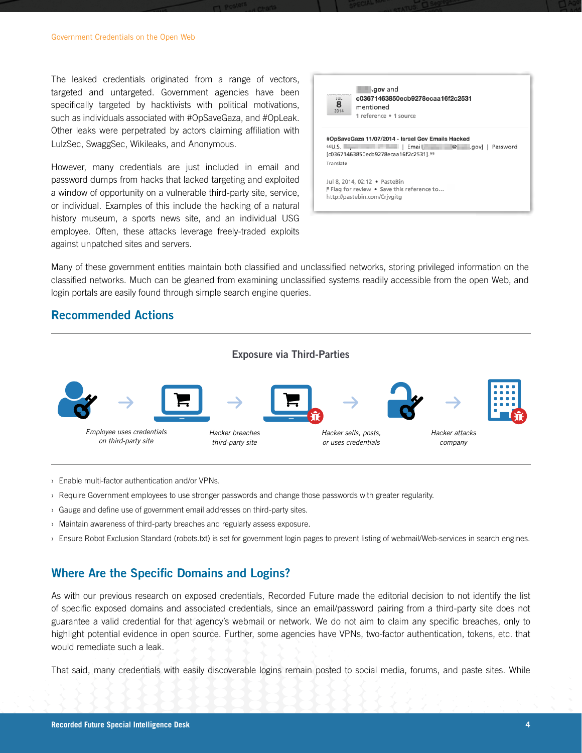The leaked credentials originated from a range of vectors, targeted and untargeted. Government agencies have been specifically targeted by hacktivists with political motivations, such as individuals associated with #OpSaveGaza, and #OpLeak. Other leaks were perpetrated by actors claiming affiliation with LulzSec, SwaggSec, Wikileaks, and Anonymous.

However, many credentials are just included in email and password dumps from hacks that lacked targeting and exploited a window of opportunity on a vulnerable third-party site, service, or individual. Examples of this include the hacking of a natural history museum, a sports news site, and an individual USG employee. Often, these attacks leverage freely-traded exploits against unpatched sites and servers.

Many of these government entities maintain both classified and unclassified networks, storing privileged information on the classified networks. Much can be gleaned from examining unclassified systems readily accessible from the open Web, and login portals are easily found through simple search engine queries.

## Recommended Actions

### Exposure via Third-Parties

*Employee uses credentials on third-party site* → *Hacker breaches third-party site* → *Hacker sells, posts, or uses credentials* → *Hacker attacks company*

- Enable multi-factor authentication and/or VPNs.
- Require Government employees to use stronger passwords and change those passwords with greater regularity.
- Gauge and define use of government email addresses on third-party sites.
- Maintain awareness of third-party breaches and regularly assess exposure.
- Ensure Robot Exclusion Standard (robots.txt) is set for government login pages to prevent listing of webmail/Web-services in search engines.

## Where Are the Specific Domains and Logins?

As with our previous research on exposed credentials, Recorded Future made the editorial decision to not identify the list of specific exposed domains and associated credentials, since an email/password pairing from a third-party site does not guarantee a valid credential for that agency's webmail or network. We do not aim to claim any specific breaches, only to highlight potential evidence in open source. Further, some agencies have VPNs, two-factor authentication, tokens, etc. that would remediate such a leak.

That said, many credentials with easily discoverable logins remain posted to social media, forums, and paste sites. While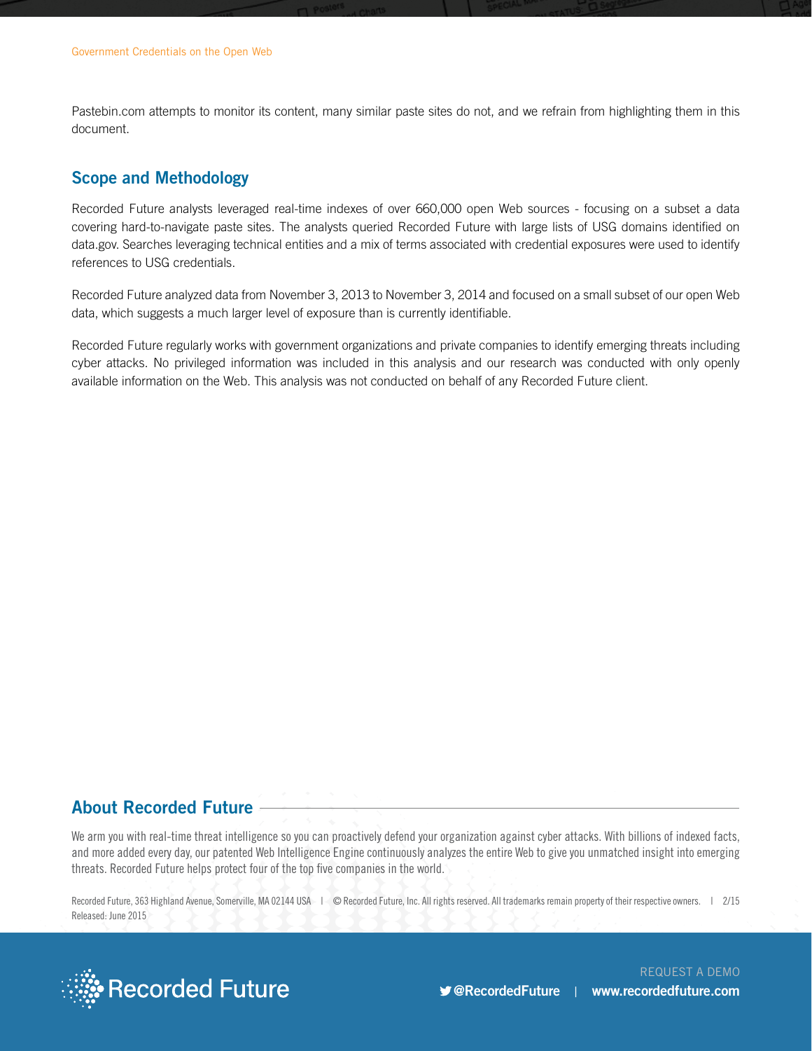Pastebin.com attempts to monitor its content, many similar paste sites do not, and we refrain from highlighting them in this document.

## Scope and Methodology

Recorded Future analysts leveraged real-time indexes of over 660,000 open Web sources - focusing on a subset a data covering hard-to-navigate paste sites. The analysts queried Recorded Future with large lists of USG domains identified on data.gov. Searches leveraging technical entities and a mix of terms associated with credential exposures were used to identify references to USG credentials.

Recorded Future analyzed data from November 3, 2013 to November 3, 2014 and focused on a small subset of our open Web data, which suggests a much larger level of exposure than is currently identifiable.

Recorded Future regularly works with government organizations and private companies to identify emerging threats including cyber attacks. No privileged information was included in this analysis and our research was conducted with only openly available information on the Web. This analysis was not conducted on behalf of any Recorded Future client.

## About Recorded Future

We arm you with real-time threat intelligence so you can proactively defend your organization against cyber attacks. With billions of indexed facts, and more added every day, our patented Web Intelligence Engine continuously analyzes the entire Web to give you unmatched insight into emerging threats. Recorded Future helps protect four of the top five companies in the world.

Recorded Future, 363 Highland Avenue, Somerville, MA 02144 USA | © Recorded Future, Inc. All rights reserved. All trademarks remain property of their respective owners. | 2/15
Released: June 2015

Recorded Future

REQUEST A DEMO
@RecordedFuture | www.recordedfuture.com